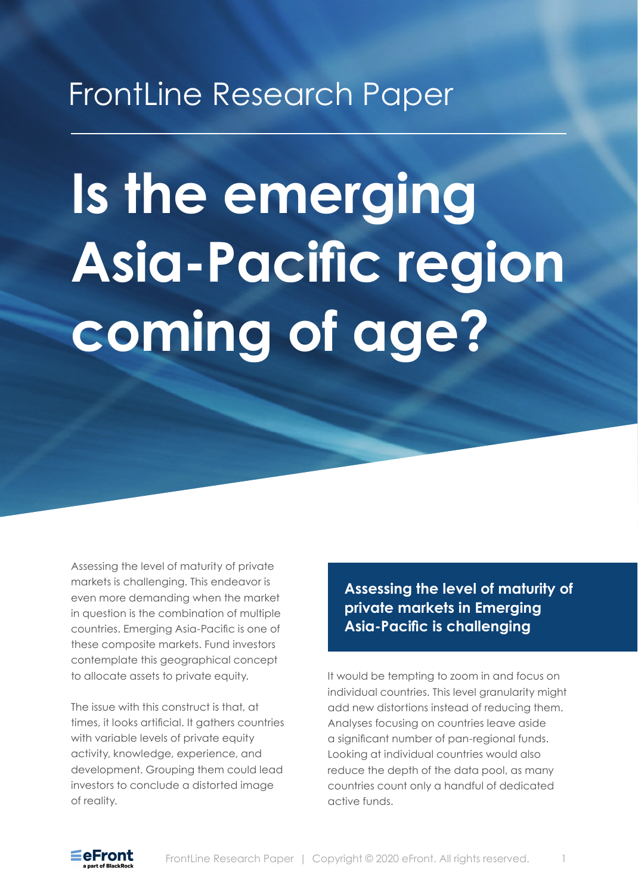FrontLine Research Paper

# Is the emerging Asia-Pacific region coming of age?

Assessing the level of maturity of private markets is challenging. This endeavor is even more demanding when the market in question is the combination of multiple countries. Emerging Asia-Pacific is one of these composite markets. Fund investors contemplate this geographical concept to allocate assets to private equity.

The issue with this construct is that, at times, it looks artificial. It gathers countries with variable levels of private equity activity, knowledge, experience, and development. Grouping them could lead investors to conclude a distorted image of reality.

## Assessing the level of maturity of private markets in Emerging Asia-Pacific is challenging

It would be tempting to zoom in and focus on individual countries. This level granularity might add new distortions instead of reducing them. Analyses focusing on countries leave aside a significant number of pan-regional funds. Looking at individual countries would also reduce the depth of the data pool, as many countries count only a handful of dedicated active funds.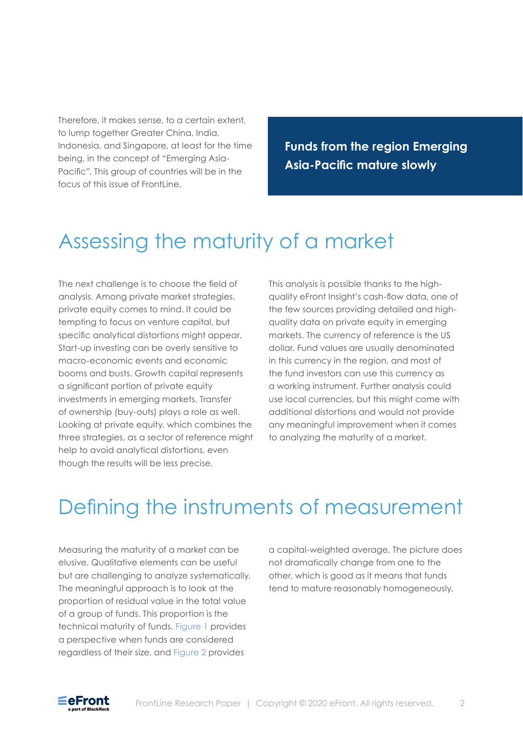Therefore, it makes sense, to a certain extent, to lump together Greater China, India, Indonesia, and Singapore, at least for the time being, in the concept of "Emerging Asia-Pacific". This group of countries will be in the focus of this issue of FrontLine.

**Funds from the region Emerging Asia-Pacific mature slowly**

## Assessing the maturity of a market

The next challenge is to choose the field of analysis. Among private market strategies, private equity comes to mind. It could be tempting to focus on venture capital, but specific analytical distortions might appear. Start-up investing can be overly sensitive to macro-economic events and economic booms and busts. Growth capital represents a significant portion of private equity investments in emerging markets. Transfer of ownership (buy-outs) plays a role as well. Looking at private equity, which combines the three strategies, as a sector of reference might help to avoid analytical distortions, even though the results will be less precise.

This analysis is possible thanks to the high-quality eFront Insight's cash-flow data, one of the few sources providing detailed and high-quality data on private equity in emerging markets. The currency of reference is the US dollar. Fund values are usually denominated in this currency in the region, and most of the fund investors can use this currency as a working instrument. Further analysis could use local currencies, but this might come with additional distortions and would not provide any meaningful improvement when it comes to analyzing the maturity of a market.

## Defining the instruments of measurement

Measuring the maturity of a market can be elusive. Qualitative elements can be useful but are challenging to analyze systematically. The meaningful approach is to look at the proportion of residual value in the total value of a group of funds. This proportion is the technical maturity of funds. Figure 1 provides a perspective when funds are considered regardless of their size, and Figure 2 provides a capital-weighted average. The picture does not dramatically change from one to the other, which is good as it means that funds tend to mature reasonably homogeneously.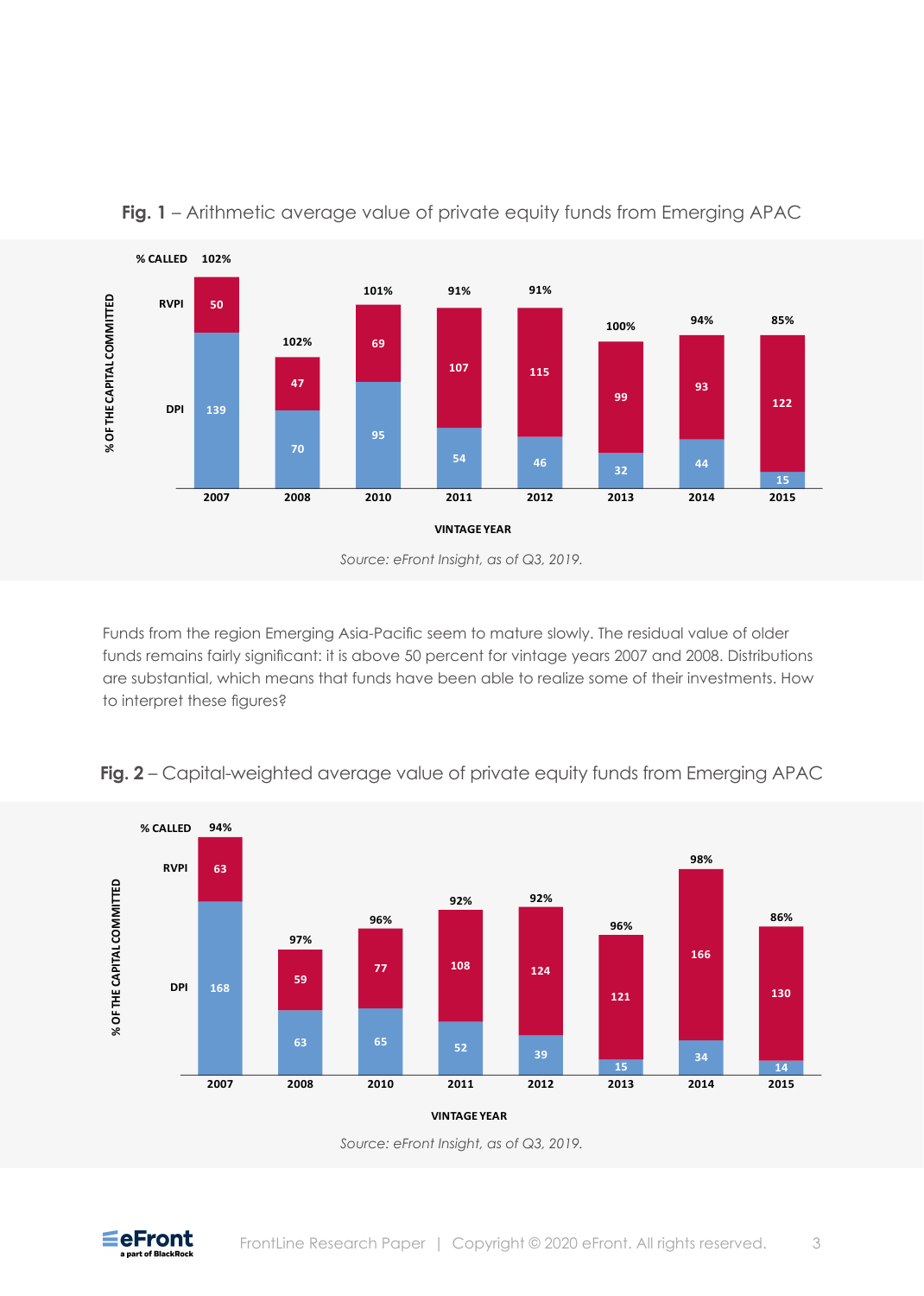**Fig. 1** – Arithmetic average value of private equity funds from Emerging APAC

% CALLED
RVPI
DPI
% OF THE CAPITAL COMMITTED

2007: 102%, 50, 139
2008: 102%, 47, 70
2010: 101%, 69, 95
2011: 91%, 107, 54
2012: 91%, 115, 46
2013: 100%, 99, 32
2014: 94%, 93, 44
2015: 85%, 122, 15

VINTAGE YEAR

*Source: eFront Insight, as of Q3, 2019.*

Funds from the region Emerging Asia-Pacific seem to mature slowly. The residual value of older funds remains fairly significant: it is above 50 percent for vintage years 2007 and 2008. Distributions are substantial, which means that funds have been able to realize some of their investments. How to interpret these figures?

**Fig. 2** – Capital-weighted average value of private equity funds from Emerging APAC

% CALLED
RVPI
DPI
% OF THE CAPITAL COMMITTED

2007: 94%, 63, 168
2008: 97%, 59, 63
2010: 96%, 77, 65
2011: 92%, 108, 52
2012: 92%, 124, 39
2013: 96%, 121, 15
2014: 98%, 166, 34
2015: 86%, 130, 14

VINTAGE YEAR

*Source: eFront Insight, as of Q3, 2019.*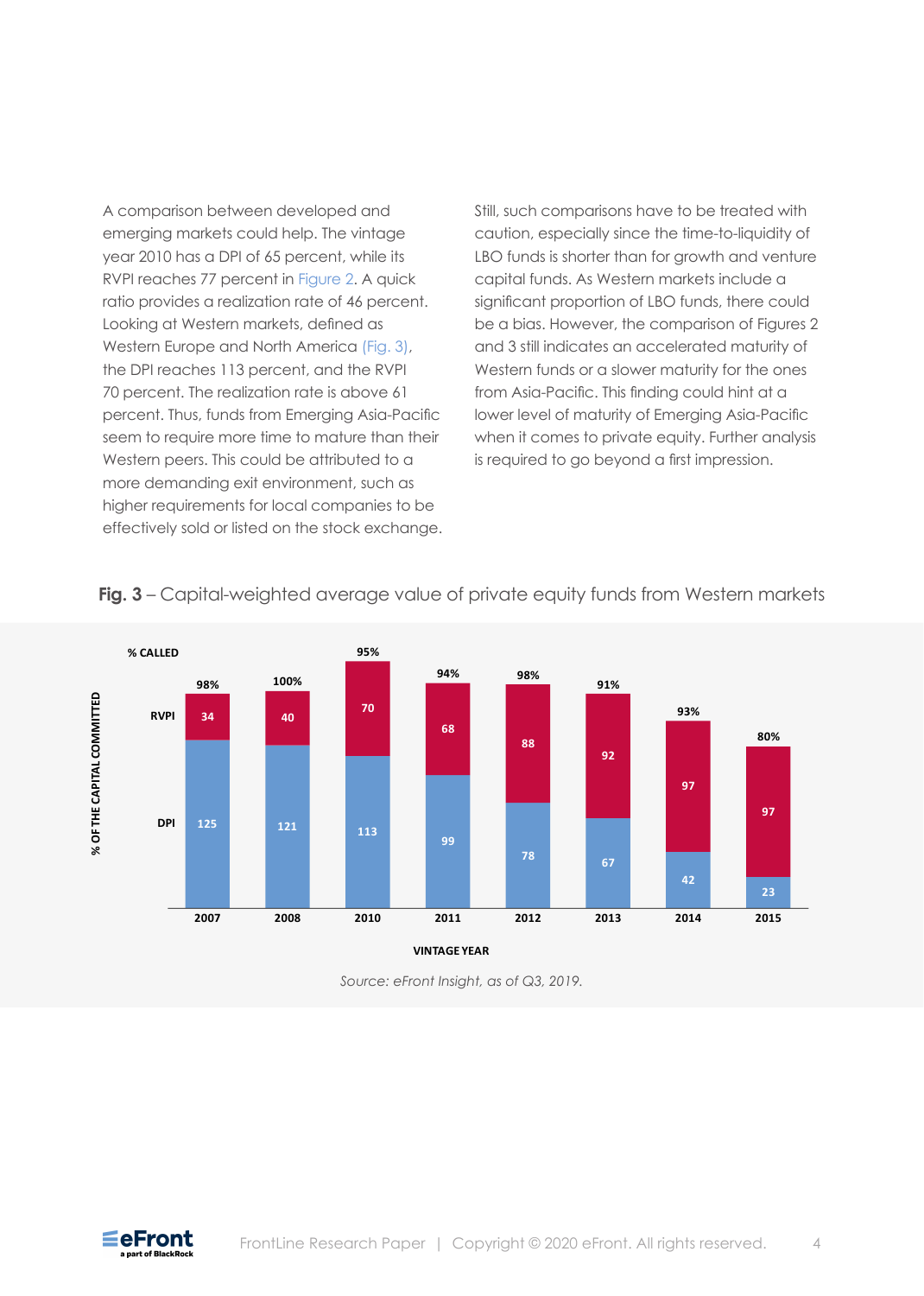A comparison between developed and emerging markets could help. The vintage year 2010 has a DPI of 65 percent, while its RVPI reaches 77 percent in Figure 2. A quick ratio provides a realization rate of 46 percent. Looking at Western markets, defined as Western Europe and North America (Fig. 3), the DPI reaches 113 percent, and the RVPI 70 percent. The realization rate is above 61 percent. Thus, funds from Emerging Asia-Pacific seem to require more time to mature than their Western peers. This could be attributed to a more demanding exit environment, such as higher requirements for local companies to be effectively sold or listed on the stock exchange.

Still, such comparisons have to be treated with caution, especially since the time-to-liquidity of LBO funds is shorter than for growth and venture capital funds. As Western markets include a significant proportion of LBO funds, there could be a bias. However, the comparison of Figures 2 and 3 still indicates an accelerated maturity of Western funds or a slower maturity for the ones from Asia-Pacific. This finding could hint at a lower level of maturity of Emerging Asia-Pacific when it comes to private equity. Further analysis is required to go beyond a first impression.

**Fig. 3** – Capital-weighted average value of private equity funds from Western markets

% CALLED
% OF THE CAPITAL COMMITTED
RVPI
DPI

2007: 98%, RVPI 34, DPI 125
2008: 100%, RVPI 40, DPI 121
2010: 95%, RVPI 70, DPI 113
2011: 94%, RVPI 68, DPI 99
2012: 98%, RVPI 88, DPI 78
2013: 91%, RVPI 92, DPI 67
2014: 93%, RVPI 97, DPI 42
2015: 80%, RVPI 97, DPI 23

VINTAGE YEAR

*Source: eFront Insight, as of Q3, 2019.*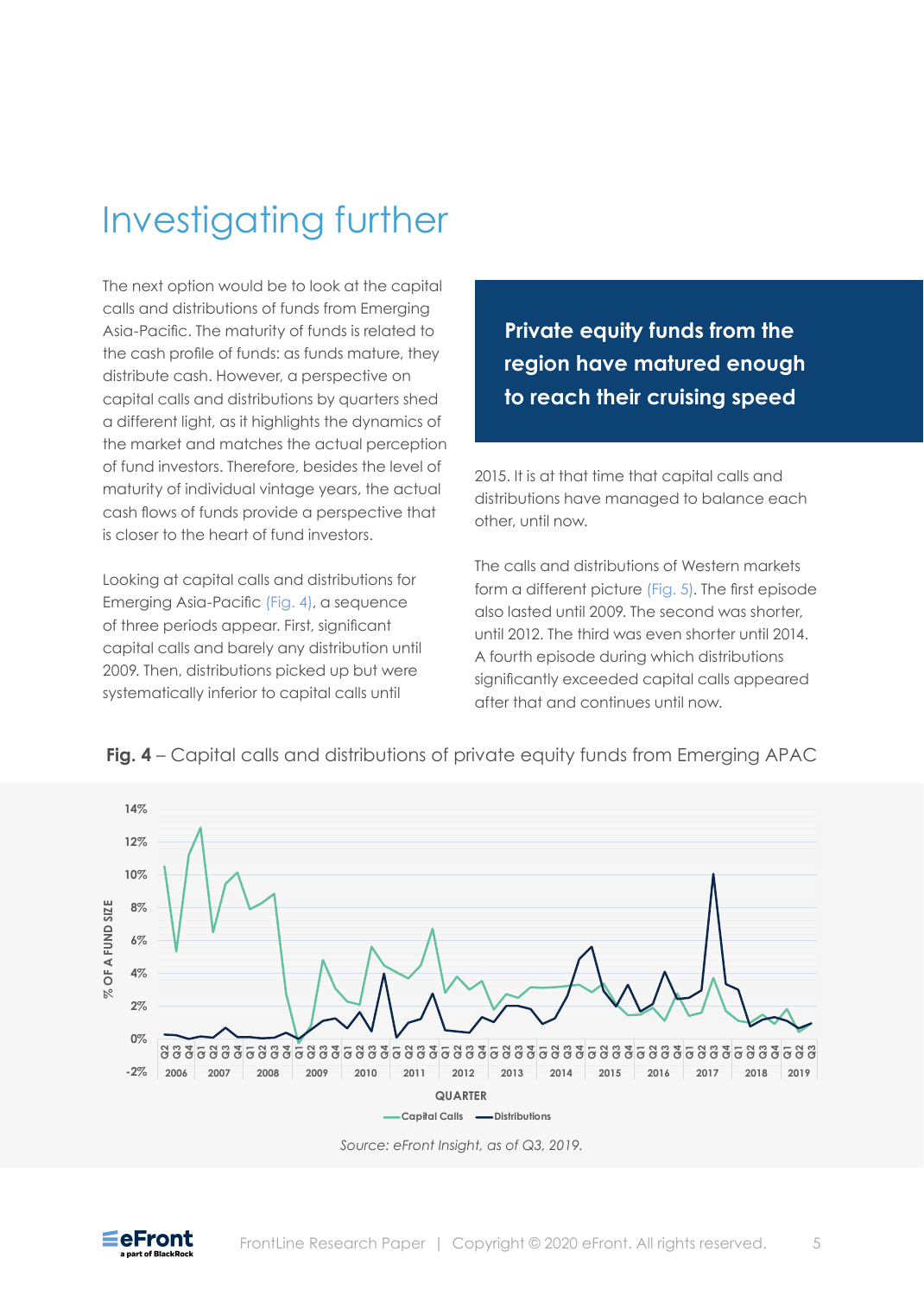# Investigating further

The next option would be to look at the capital calls and distributions of funds from Emerging Asia-Pacific. The maturity of funds is related to the cash profile of funds: as funds mature, they distribute cash. However, a perspective on capital calls and distributions by quarters shed a different light, as it highlights the dynamics of the market and matches the actual perception of fund investors. Therefore, besides the level of maturity of individual vintage years, the actual cash flows of funds provide a perspective that is closer to the heart of fund investors.

Looking at capital calls and distributions for Emerging Asia-Pacific (Fig. 4), a sequence of three periods appear. First, significant capital calls and barely any distribution until 2009. Then, distributions picked up but were systematically inferior to capital calls until 2015. It is at that time that capital calls and distributions have managed to balance each other, until now.

**Private equity funds from the region have matured enough to reach their cruising speed**

The calls and distributions of Western markets form a different picture (Fig. 5). The first episode also lasted until 2009. The second was shorter, until 2012. The third was even shorter until 2014. A fourth episode during which distributions significantly exceeded capital calls appeared after that and continues until now.

**Fig. 4** – Capital calls and distributions of private equity funds from Emerging APAC

% OF A FUND SIZE

14%
12%
10%
8%
6%
4%
2%
0%
-2%

QUARTER

2006 2007 2008 2009 2010 2011 2012 2013 2014 2015 2016 2017 2018 2019

Capital Calls
Distributions

*Source: eFront Insight, as of Q3, 2019.*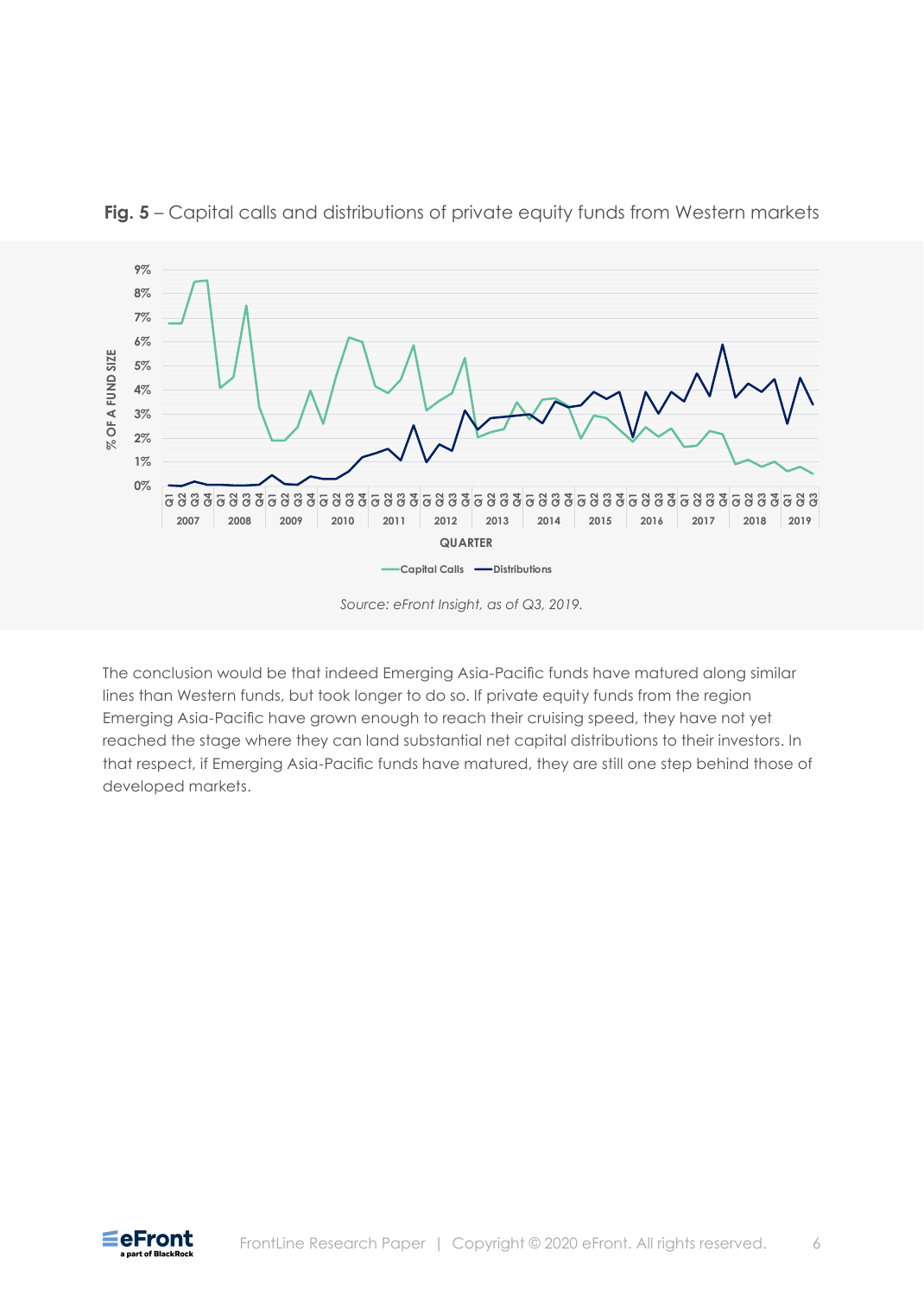**Fig. 5** – Capital calls and distributions of private equity funds from Western markets

9%
8%
7%
6%
5%
4%
3%
2%
1%
0%

% OF A FUND SIZE

Q1 Q2 Q3 Q4 Q1 Q2 Q3 Q4 Q1 Q2 Q3 Q4 Q1 Q2 Q3 Q4 Q1 Q2 Q3 Q4 Q1 Q2 Q3 Q4 Q1 Q2 Q3 Q4 Q1 Q2 Q3 Q4 Q1 Q2 Q3 Q4 Q1 Q2 Q3 Q4 Q1 Q2 Q3 Q4 Q1 Q2 Q3 Q4 Q1 Q2 Q3

2007 2008 2009 2010 2011 2012 2013 2014 2015 2016 2017 2018 2019

QUARTER

Capital Calls
Distributions

*Source: eFront Insight, as of Q3, 2019.*

The conclusion would be that indeed Emerging Asia-Pacific funds have matured along similar lines than Western funds, but took longer to do so. If private equity funds from the region Emerging Asia-Pacific have grown enough to reach their cruising speed, they have not yet reached the stage where they can land substantial net capital distributions to their investors. In that respect, if Emerging Asia-Pacific funds have matured, they are still one step behind those of developed markets.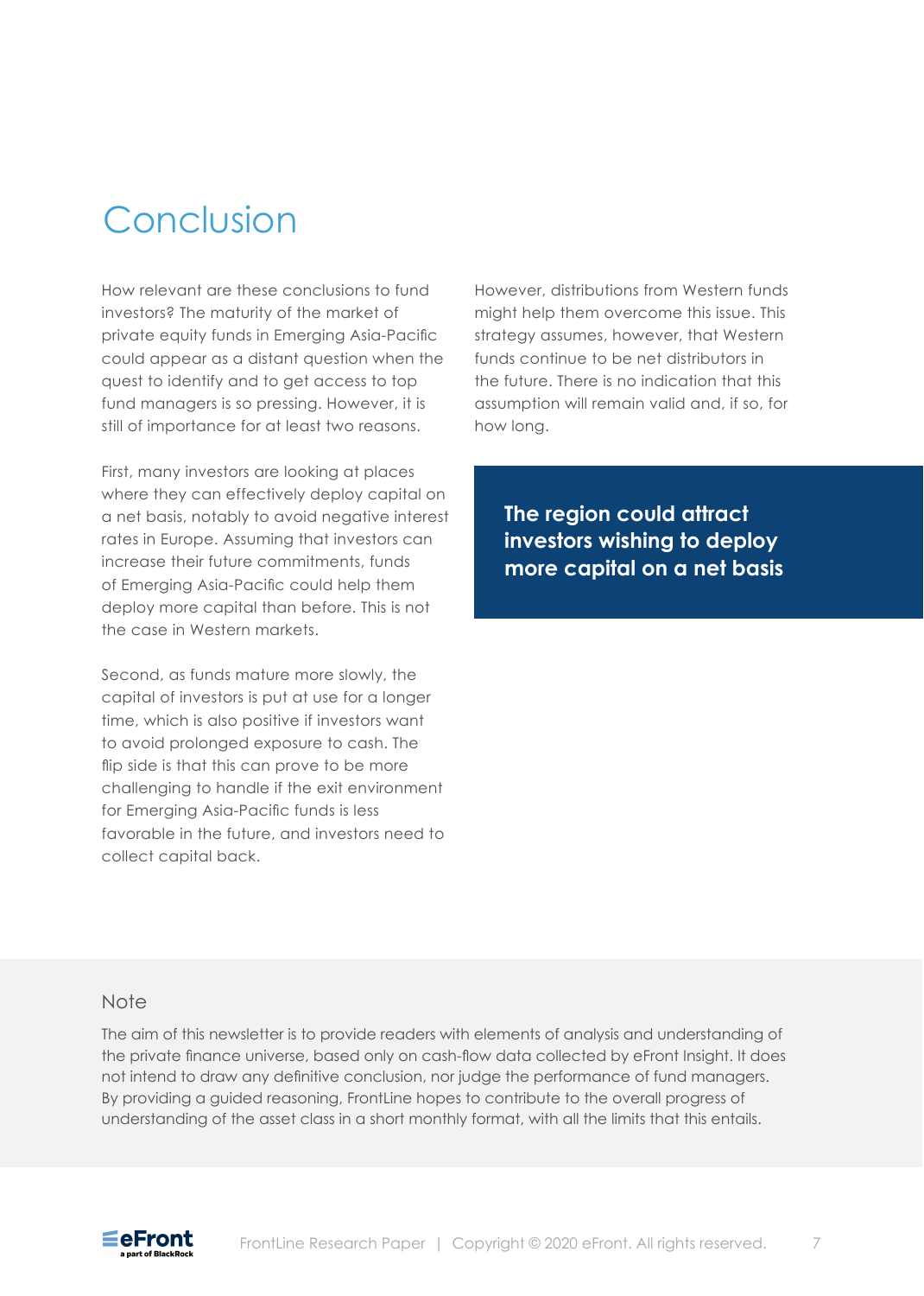# Conclusion

How relevant are these conclusions to fund investors? The maturity of the market of private equity funds in Emerging Asia-Pacific could appear as a distant question when the quest to identify and to get access to top fund managers is so pressing. However, it is still of importance for at least two reasons.

First, many investors are looking at places where they can effectively deploy capital on a net basis, notably to avoid negative interest rates in Europe. Assuming that investors can increase their future commitments, funds of Emerging Asia-Pacific could help them deploy more capital than before. This is not the case in Western markets.

Second, as funds mature more slowly, the capital of investors is put at use for a longer time, which is also positive if investors want to avoid prolonged exposure to cash. The flip side is that this can prove to be more challenging to handle if the exit environment for Emerging Asia-Pacific funds is less favorable in the future, and investors need to collect capital back.

However, distributions from Western funds might help them overcome this issue. This strategy assumes, however, that Western funds continue to be net distributors in the future. There is no indication that this assumption will remain valid and, if so, for how long.

**The region could attract investors wishing to deploy more capital on a net basis**

## Note

The aim of this newsletter is to provide readers with elements of analysis and understanding of the private finance universe, based only on cash-flow data collected by eFront Insight. It does not intend to draw any definitive conclusion, nor judge the performance of fund managers. By providing a guided reasoning, FrontLine hopes to contribute to the overall progress of understanding of the asset class in a short monthly format, with all the limits that this entails.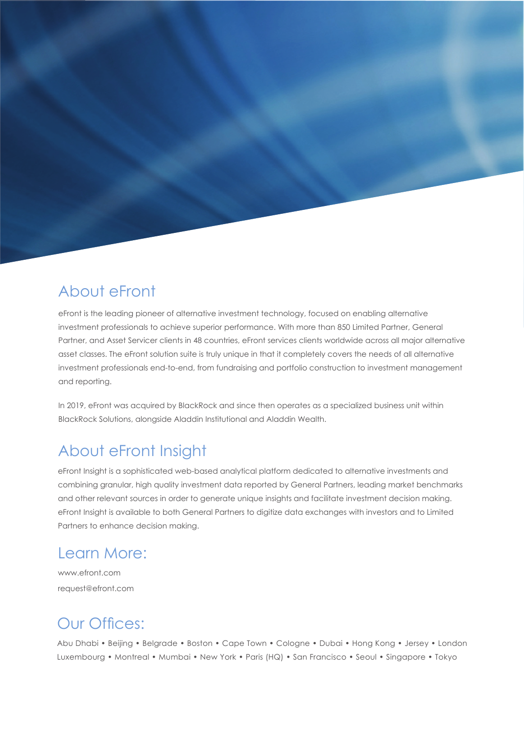## About eFront

eFront is the leading pioneer of alternative investment technology, focused on enabling alternative investment professionals to achieve superior performance. With more than 850 Limited Partner, General Partner, and Asset Servicer clients in 48 countries, eFront services clients worldwide across all major alternative asset classes. The eFront solution suite is truly unique in that it completely covers the needs of all alternative investment professionals end-to-end, from fundraising and portfolio construction to investment management and reporting.

In 2019, eFront was acquired by BlackRock and since then operates as a specialized business unit within BlackRock Solutions, alongside Aladdin Institutional and Aladdin Wealth.

## About eFront Insight

eFront Insight is a sophisticated web-based analytical platform dedicated to alternative investments and combining granular, high quality investment data reported by General Partners, leading market benchmarks and other relevant sources in order to generate unique insights and facilitate investment decision making. eFront Insight is available to both General Partners to digitize data exchanges with investors and to Limited Partners to enhance decision making.

## Learn More:

www.efront.com

request@efront.com

## Our Offices:

Abu Dhabi • Beijing • Belgrade • Boston • Cape Town • Cologne • Dubai • Hong Kong • Jersey • London
Luxembourg • Montreal • Mumbai • New York • Paris (HQ) • San Francisco • Seoul • Singapore • Tokyo